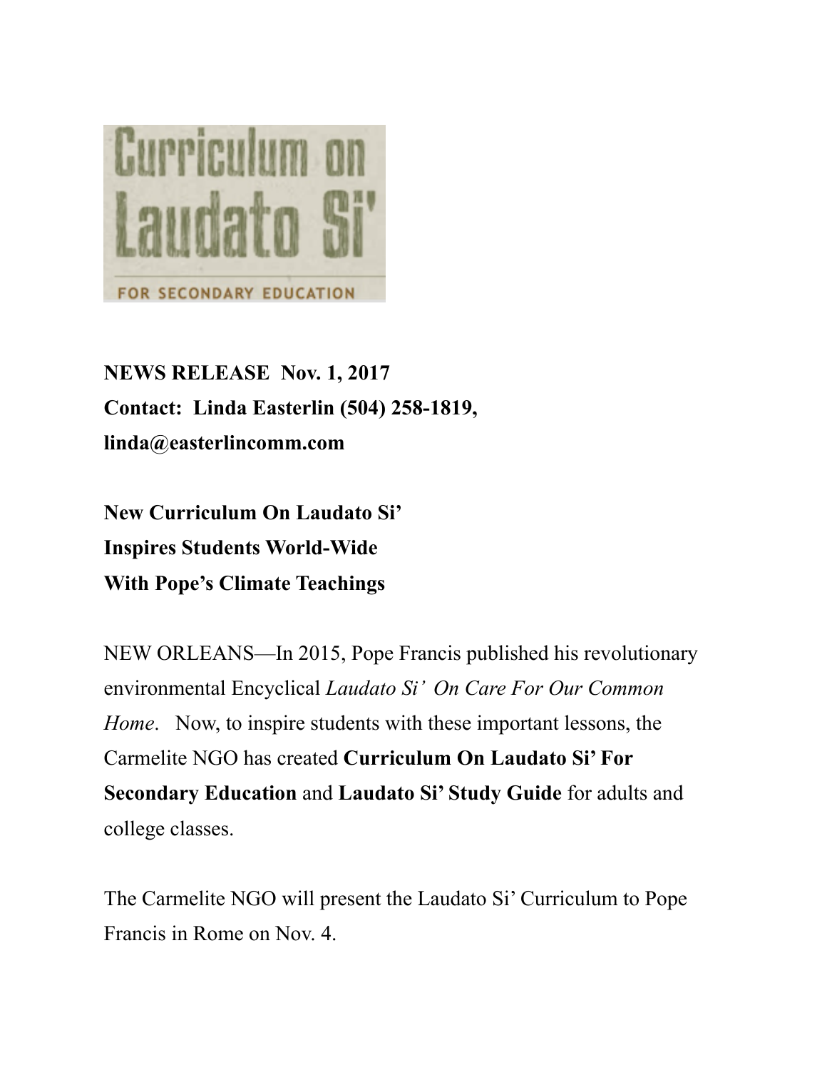# Curriculum on Laudato Si'

FOR SECONDARY EDUCATION

**NEWS RELEASE Nov. 1, 2017**
**Contact: Linda Easterlin (504) 258-1819,**
**linda@easterlincomm.com**

**New Curriculum On Laudato Si'**
**Inspires Students World-Wide**
**With Pope's Climate Teachings**

NEW ORLEANS—In 2015, Pope Francis published his revolutionary environmental Encyclical *Laudato Si' On Care For Our Common Home*. Now, to inspire students with these important lessons, the Carmelite NGO has created **Curriculum On Laudato Si' For Secondary Education** and **Laudato Si' Study Guide** for adults and college classes.

The Carmelite NGO will present the Laudato Si' Curriculum to Pope Francis in Rome on Nov. 4.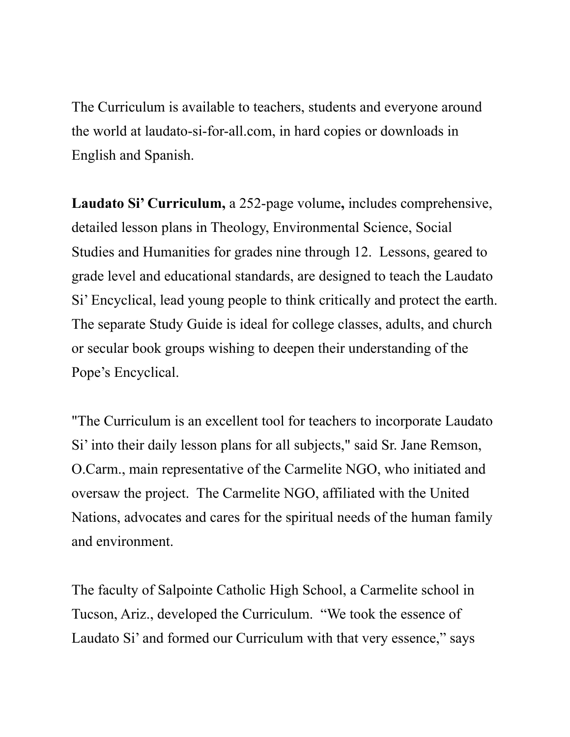The Curriculum is available to teachers, students and everyone around the world at laudato-si-for-all.com, in hard copies or downloads in English and Spanish.

**Laudato Si' Curriculum,** a 252-page volume**,** includes comprehensive, detailed lesson plans in Theology, Environmental Science, Social Studies and Humanities for grades nine through 12. Lessons, geared to grade level and educational standards, are designed to teach the Laudato Si' Encyclical, lead young people to think critically and protect the earth. The separate Study Guide is ideal for college classes, adults, and church or secular book groups wishing to deepen their understanding of the Pope's Encyclical.

"The Curriculum is an excellent tool for teachers to incorporate Laudato Si' into their daily lesson plans for all subjects," said Sr. Jane Remson, O.Carm., main representative of the Carmelite NGO, who initiated and oversaw the project. The Carmelite NGO, affiliated with the United Nations, advocates and cares for the spiritual needs of the human family and environment.

The faculty of Salpointe Catholic High School, a Carmelite school in Tucson, Ariz., developed the Curriculum. "We took the essence of Laudato Si' and formed our Curriculum with that very essence," says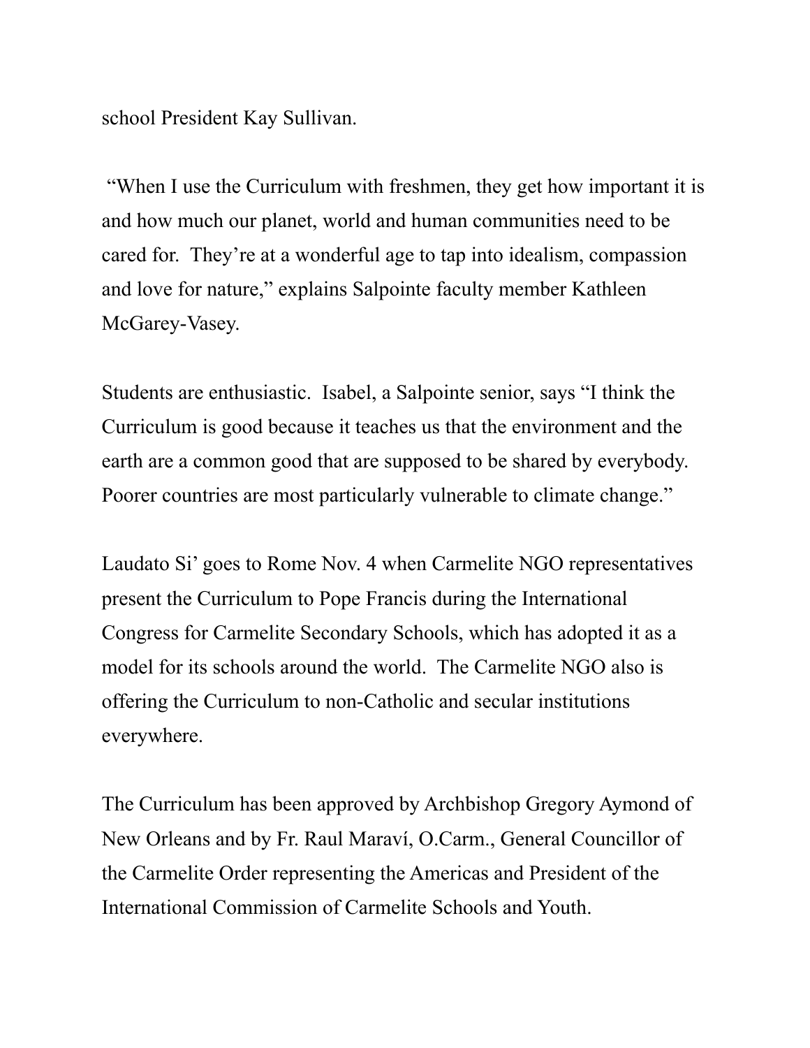school President Kay Sullivan.

"When I use the Curriculum with freshmen, they get how important it is and how much our planet, world and human communities need to be cared for.  They're at a wonderful age to tap into idealism, compassion and love for nature," explains Salpointe faculty member Kathleen McGarey-Vasey.

Students are enthusiastic.  Isabel, a Salpointe senior, says "I think the Curriculum is good because it teaches us that the environment and the earth are a common good that are supposed to be shared by everybody. Poorer countries are most particularly vulnerable to climate change."

Laudato Si' goes to Rome Nov. 4 when Carmelite NGO representatives present the Curriculum to Pope Francis during the International Congress for Carmelite Secondary Schools, which has adopted it as a model for its schools around the world.  The Carmelite NGO also is offering the Curriculum to non-Catholic and secular institutions everywhere.

The Curriculum has been approved by Archbishop Gregory Aymond of New Orleans and by Fr. Raul Maraví, O.Carm., General Councillor of the Carmelite Order representing the Americas and President of the International Commission of Carmelite Schools and Youth.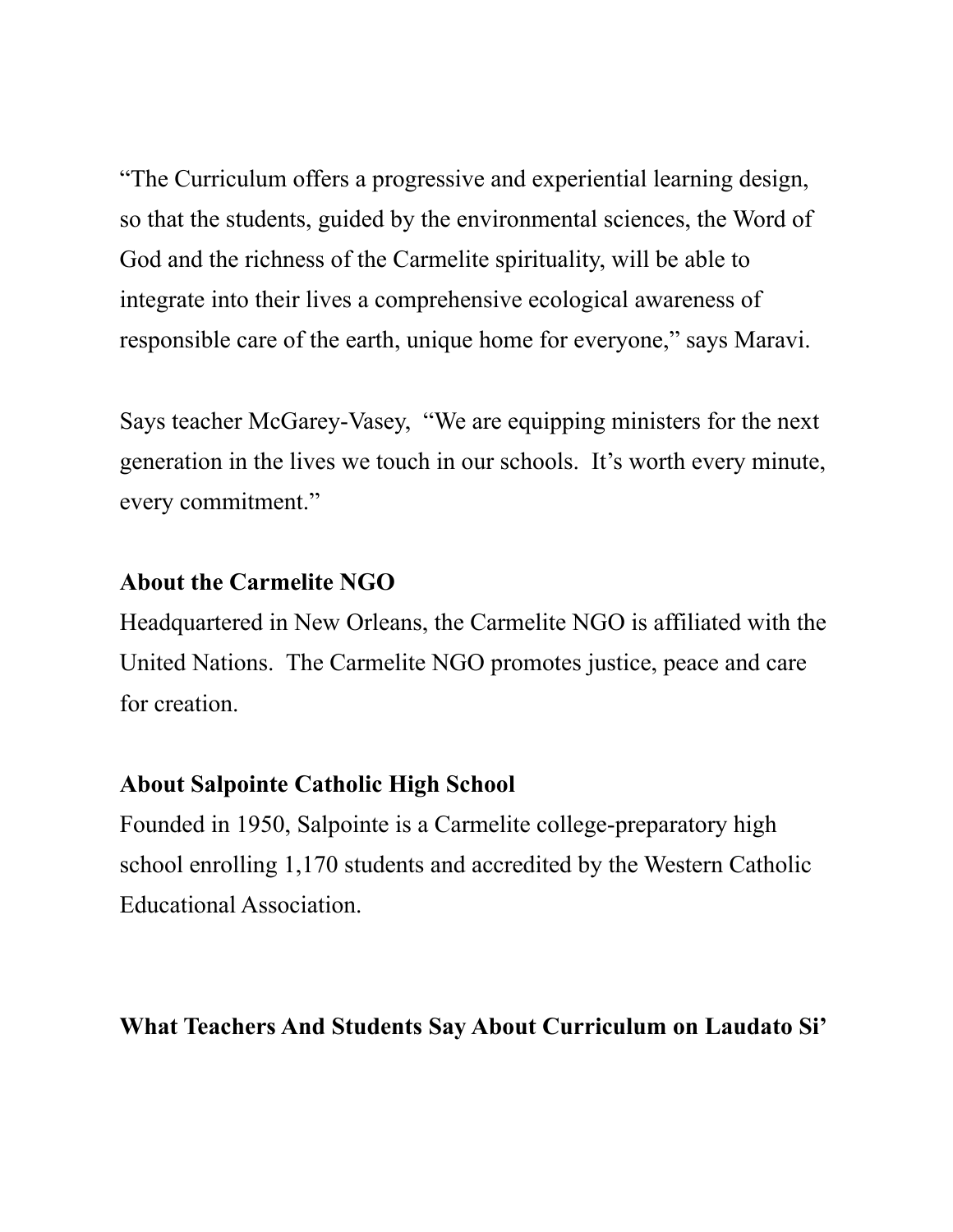"The Curriculum offers a progressive and experiential learning design, so that the students, guided by the environmental sciences, the Word of God and the richness of the Carmelite spirituality, will be able to integrate into their lives a comprehensive ecological awareness of responsible care of the earth, unique home for everyone," says Maravi.

Says teacher McGarey-Vasey, "We are equipping ministers for the next generation in the lives we touch in our schools. It's worth every minute, every commitment."

**About the Carmelite NGO**

Headquartered in New Orleans, the Carmelite NGO is affiliated with the United Nations. The Carmelite NGO promotes justice, peace and care for creation.

**About Salpointe Catholic High School**

Founded in 1950, Salpointe is a Carmelite college-preparatory high school enrolling 1,170 students and accredited by the Western Catholic Educational Association.

**What Teachers And Students Say About Curriculum on Laudato Si'**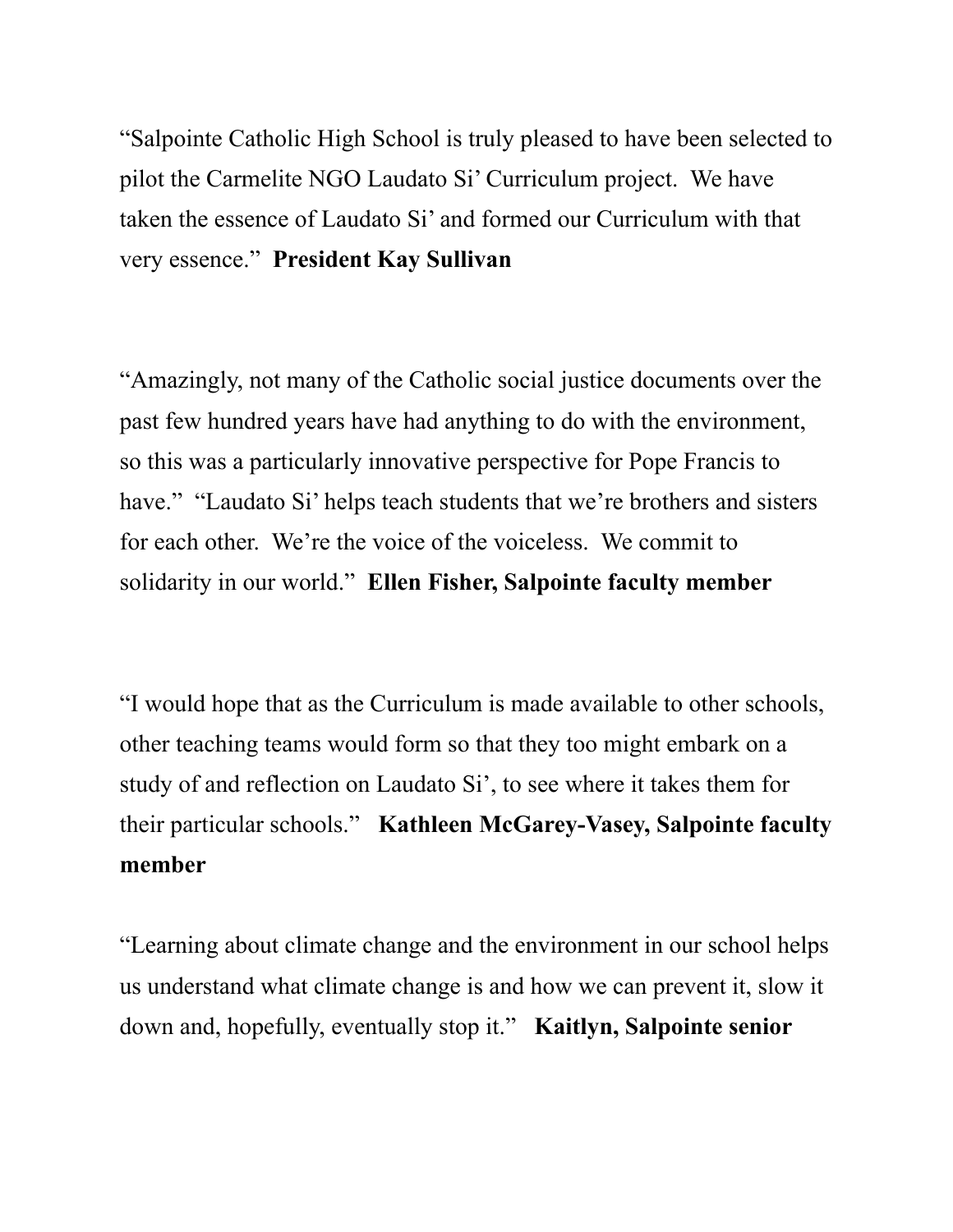"Salpointe Catholic High School is truly pleased to have been selected to pilot the Carmelite NGO Laudato Si' Curriculum project. We have taken the essence of Laudato Si' and formed our Curriculum with that very essence." **President Kay Sullivan**

"Amazingly, not many of the Catholic social justice documents over the past few hundred years have had anything to do with the environment, so this was a particularly innovative perspective for Pope Francis to have." "Laudato Si' helps teach students that we're brothers and sisters for each other. We're the voice of the voiceless. We commit to solidarity in our world." **Ellen Fisher, Salpointe faculty member**

"I would hope that as the Curriculum is made available to other schools, other teaching teams would form so that they too might embark on a study of and reflection on Laudato Si', to see where it takes them for their particular schools." **Kathleen McGarey-Vasey, Salpointe faculty member**

"Learning about climate change and the environment in our school helps us understand what climate change is and how we can prevent it, slow it down and, hopefully, eventually stop it." **Kaitlyn, Salpointe senior**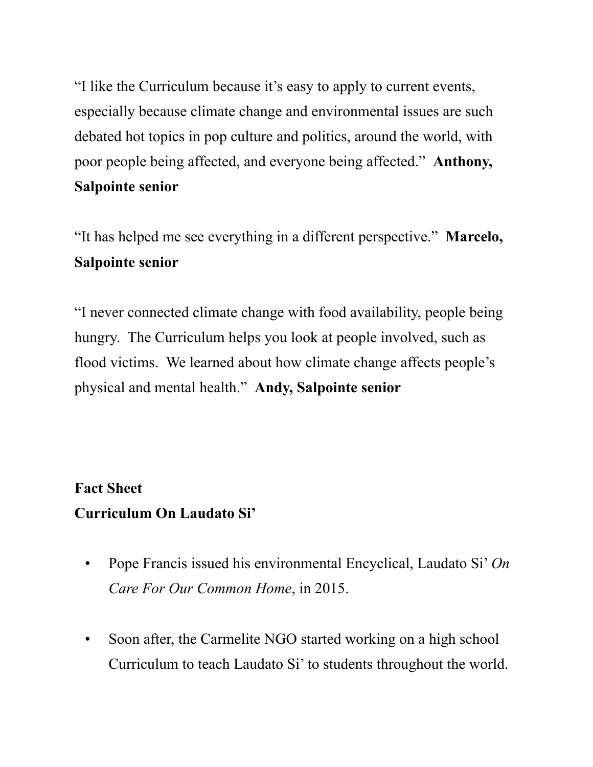"I like the Curriculum because it's easy to apply to current events, especially because climate change and environmental issues are such debated hot topics in pop culture and politics, around the world, with poor people being affected, and everyone being affected." **Anthony, Salpointe senior**

"It has helped me see everything in a different perspective." **Marcelo, Salpointe senior**

"I never connected climate change with food availability, people being hungry. The Curriculum helps you look at people involved, such as flood victims. We learned about how climate change affects people's physical and mental health." **Andy, Salpointe senior**

**Fact Sheet**
**Curriculum On Laudato Si'**

- Pope Francis issued his environmental Encyclical, Laudato Si' *On Care For Our Common Home*, in 2015.

- Soon after, the Carmelite NGO started working on a high school Curriculum to teach Laudato Si' to students throughout the world.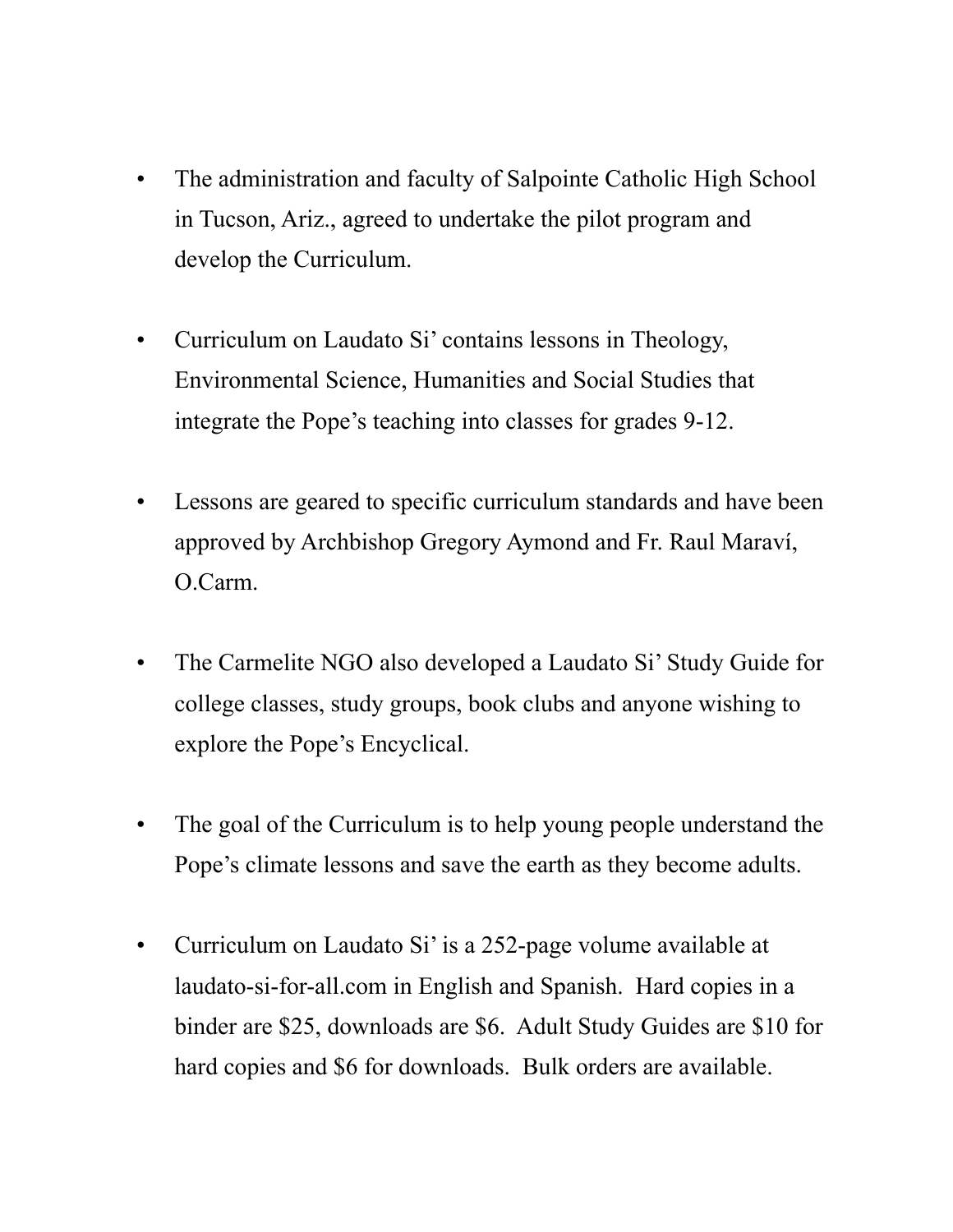- The administration and faculty of Salpointe Catholic High School in Tucson, Ariz., agreed to undertake the pilot program and develop the Curriculum.

- Curriculum on Laudato Si' contains lessons in Theology, Environmental Science, Humanities and Social Studies that integrate the Pope's teaching into classes for grades 9-12.

- Lessons are geared to specific curriculum standards and have been approved by Archbishop Gregory Aymond and Fr. Raul Maraví, O.Carm.

- The Carmelite NGO also developed a Laudato Si' Study Guide for college classes, study groups, book clubs and anyone wishing to explore the Pope's Encyclical.

- The goal of the Curriculum is to help young people understand the Pope's climate lessons and save the earth as they become adults.

- Curriculum on Laudato Si' is a 252-page volume available at laudato-si-for-all.com in English and Spanish. Hard copies in a binder are $25, downloads are $6. Adult Study Guides are $10 for hard copies and $6 for downloads. Bulk orders are available.